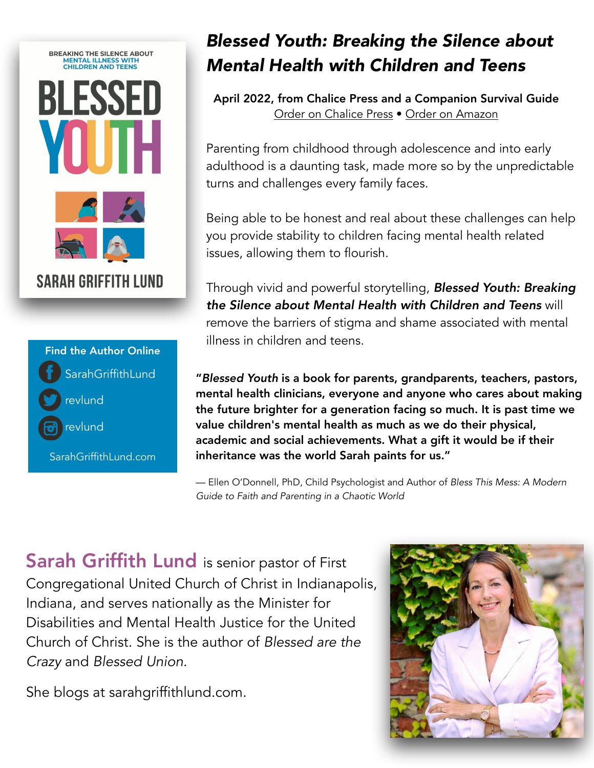# *Blessed Youth: Breaking the Silence about Mental Health with Children and Teens*

**April 2022, from Chalice Press and a Companion Survival Guide**
Order on Chalice Press • Order on Amazon

Parenting from childhood through adolescence and into early adulthood is a daunting task, made more so by the unpredictable turns and challenges every family faces.

Being able to be honest and real about these challenges can help you provide stability to children facing mental health related issues, allowing them to flourish.

Through vivid and powerful storytelling, ***Blessed Youth: Breaking the Silence about Mental Health with Children and Teens*** will remove the barriers of stigma and shame associated with mental illness in children and teens.

**"*Blessed Youth* is a book for parents, grandparents, teachers, pastors, mental health clinicians, everyone and anyone who cares about making the future brighter for a generation facing so much. It is past time we value children's mental health as much as we do their physical, academic and social achievements. What a gift it would be if their inheritance was the world Sarah paints for us."**

— Ellen O'Donnell, PhD, Child Psychologist and Author of *Bless This Mess: A Modern Guide to Faith and Parenting in a Chaotic World*

**Find the Author Online**

- Facebook: SarahGriffithLund
- Twitter: revlund
- Instagram: revlund

SarahGriffithLund.com

**Sarah Griffith Lund** is senior pastor of First Congregational United Church of Christ in Indianapolis, Indiana, and serves nationally as the Minister for Disabilities and Mental Health Justice for the United Church of Christ. She is the author of *Blessed are the Crazy* and *Blessed Union.*

She blogs at sarahgriffithlund.com.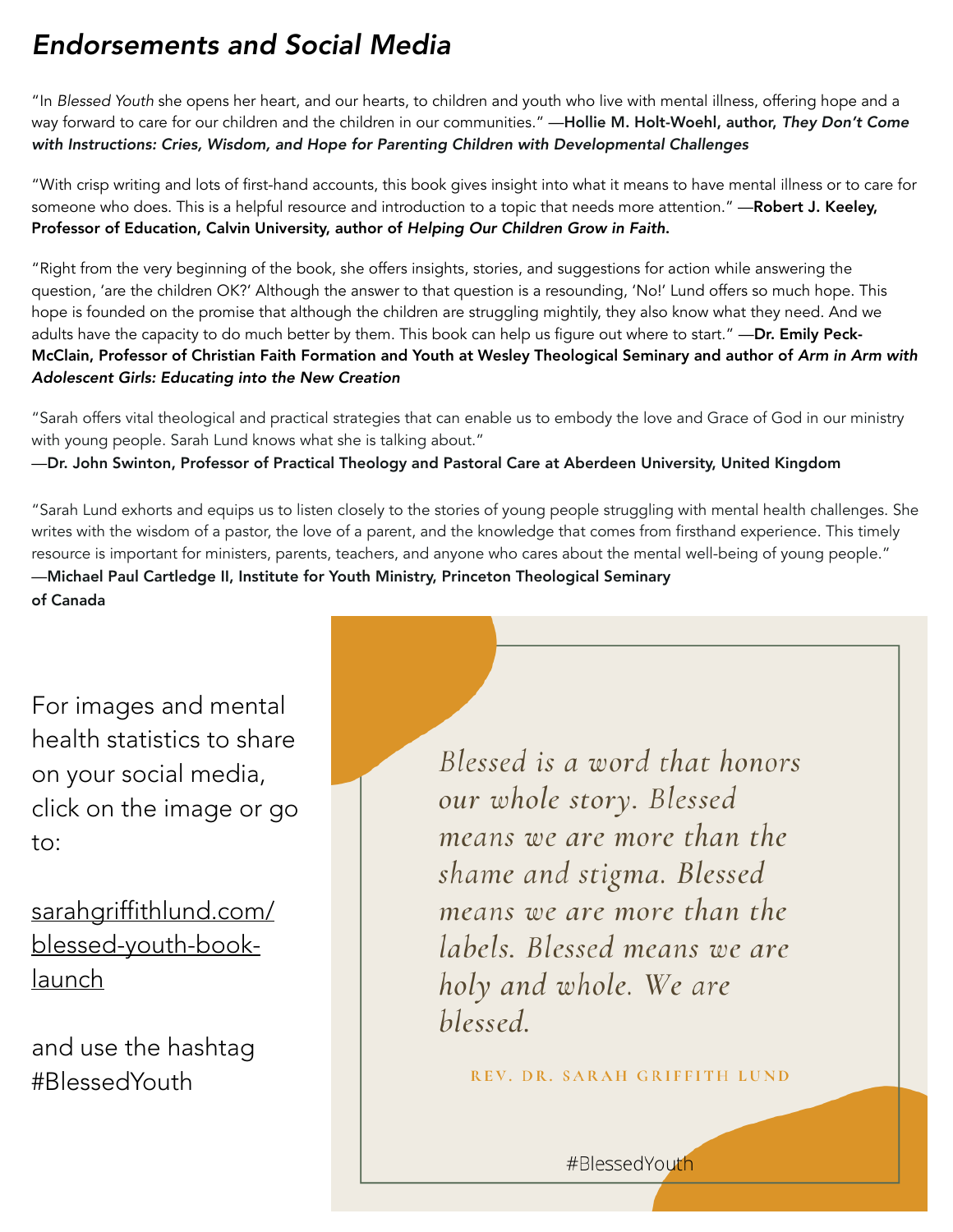# *Endorsements and Social Media*

"In *Blessed Youth* she opens her heart, and our hearts, to children and youth who live with mental illness, offering hope and a way forward to care for our children and the children in our communities." —**Hollie M. Holt-Woehl, author, *They Don't Come with Instructions: Cries, Wisdom, and Hope for Parenting Children with Developmental Challenges***

"With crisp writing and lots of first-hand accounts, this book gives insight into what it means to have mental illness or to care for someone who does. This is a helpful resource and introduction to a topic that needs more attention." —**Robert J. Keeley, Professor of Education, Calvin University, author of *Helping Our Children Grow in Faith*.**

"Right from the very beginning of the book, she offers insights, stories, and suggestions for action while answering the question, 'are the children OK?' Although the answer to that question is a resounding, 'No!' Lund offers so much hope. This hope is founded on the promise that although the children are struggling mightily, they also know what they need. And we adults have the capacity to do much better by them. This book can help us figure out where to start." —**Dr. Emily Peck-McClain, Professor of Christian Faith Formation and Youth at Wesley Theological Seminary and author of *Arm in Arm with Adolescent Girls: Educating into the New Creation***

"Sarah offers vital theological and practical strategies that can enable us to embody the love and Grace of God in our ministry with young people. Sarah Lund knows what she is talking about."
—**Dr. John Swinton, Professor of Practical Theology and Pastoral Care at Aberdeen University, United Kingdom**

"Sarah Lund exhorts and equips us to listen closely to the stories of young people struggling with mental health challenges. She writes with the wisdom of a pastor, the love of a parent, and the knowledge that comes from firsthand experience. This timely resource is important for ministers, parents, teachers, and anyone who cares about the mental well-being of young people."
—**Michael Paul Cartledge II, Institute for Youth Ministry, Princeton Theological Seminary of Canada**

For images and mental health statistics to share on your social media, click on the image or go to:

sarahgriffithlund.com/blessed-youth-book-launch

and use the hashtag #BlessedYouth

*Blessed is a word that honors our whole story. Blessed means we are more than the shame and stigma. Blessed means we are more than the labels. Blessed means we are holy and whole. We are blessed.*

REV. DR. SARAH GRIFFITH LUND

#BlessedYouth